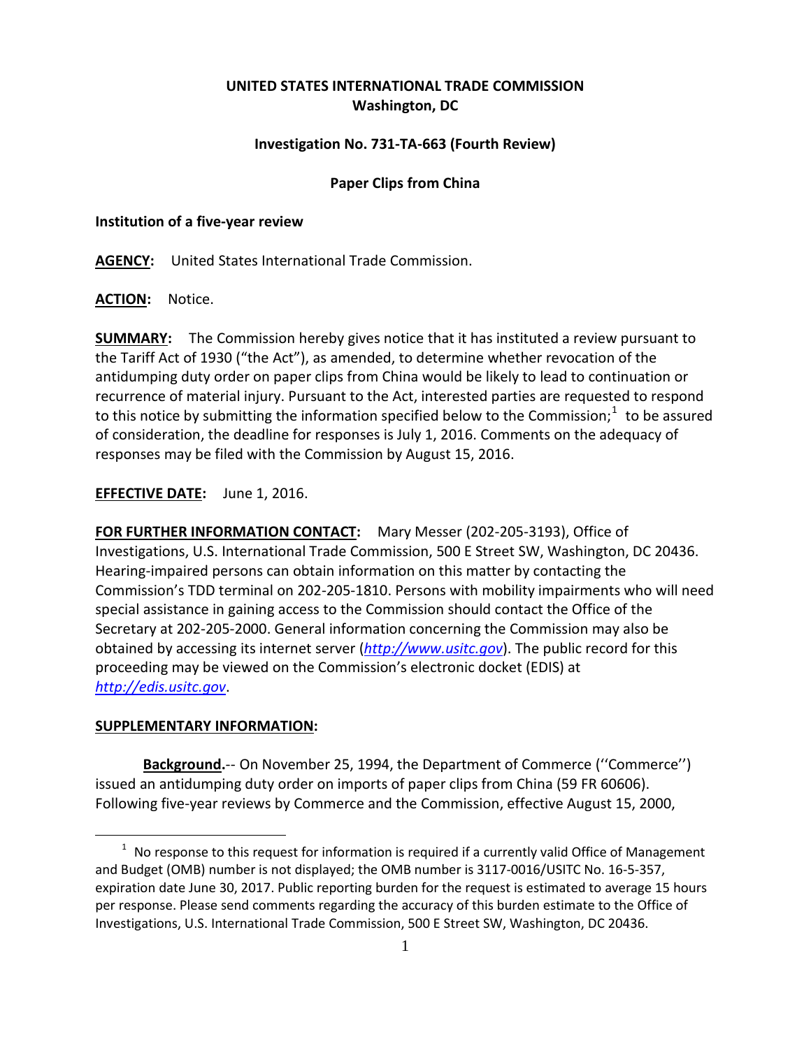**UNITED STATES INTERNATIONAL TRADE COMMISSION**
**Washington, DC**

**Investigation No. 731-TA-663 (Fourth Review)**

**Paper Clips from China**

**Institution of a five-year review**

**AGENCY:** United States International Trade Commission.

**ACTION:** Notice.

**SUMMARY:** The Commission hereby gives notice that it has instituted a review pursuant to the Tariff Act of 1930 ("the Act"), as amended, to determine whether revocation of the antidumping duty order on paper clips from China would be likely to lead to continuation or recurrence of material injury. Pursuant to the Act, interested parties are requested to respond to this notice by submitting the information specified below to the Commission;[1] to be assured of consideration, the deadline for responses is July 1, 2016. Comments on the adequacy of responses may be filed with the Commission by August 15, 2016.

**EFFECTIVE DATE:** June 1, 2016.

**FOR FURTHER INFORMATION CONTACT:** Mary Messer (202-205-3193), Office of Investigations, U.S. International Trade Commission, 500 E Street SW, Washington, DC 20436. Hearing-impaired persons can obtain information on this matter by contacting the Commission's TDD terminal on 202-205-1810. Persons with mobility impairments who will need special assistance in gaining access to the Commission should contact the Office of the Secretary at 202-205-2000. General information concerning the Commission may also be obtained by accessing its internet server (*http://www.usitc.gov*). The public record for this proceeding may be viewed on the Commission's electronic docket (EDIS) at *http://edis.usitc.gov*.

**SUPPLEMENTARY INFORMATION:**

**Background.**-- On November 25, 1994, the Department of Commerce (''Commerce'') issued an antidumping duty order on imports of paper clips from China (59 FR 60606). Following five-year reviews by Commerce and the Commission, effective August 15, 2000,

[1] No response to this request for information is required if a currently valid Office of Management and Budget (OMB) number is not displayed; the OMB number is 3117-0016/USITC No. 16-5-357, expiration date June 30, 2017. Public reporting burden for the request is estimated to average 15 hours per response. Please send comments regarding the accuracy of this burden estimate to the Office of Investigations, U.S. International Trade Commission, 500 E Street SW, Washington, DC 20436.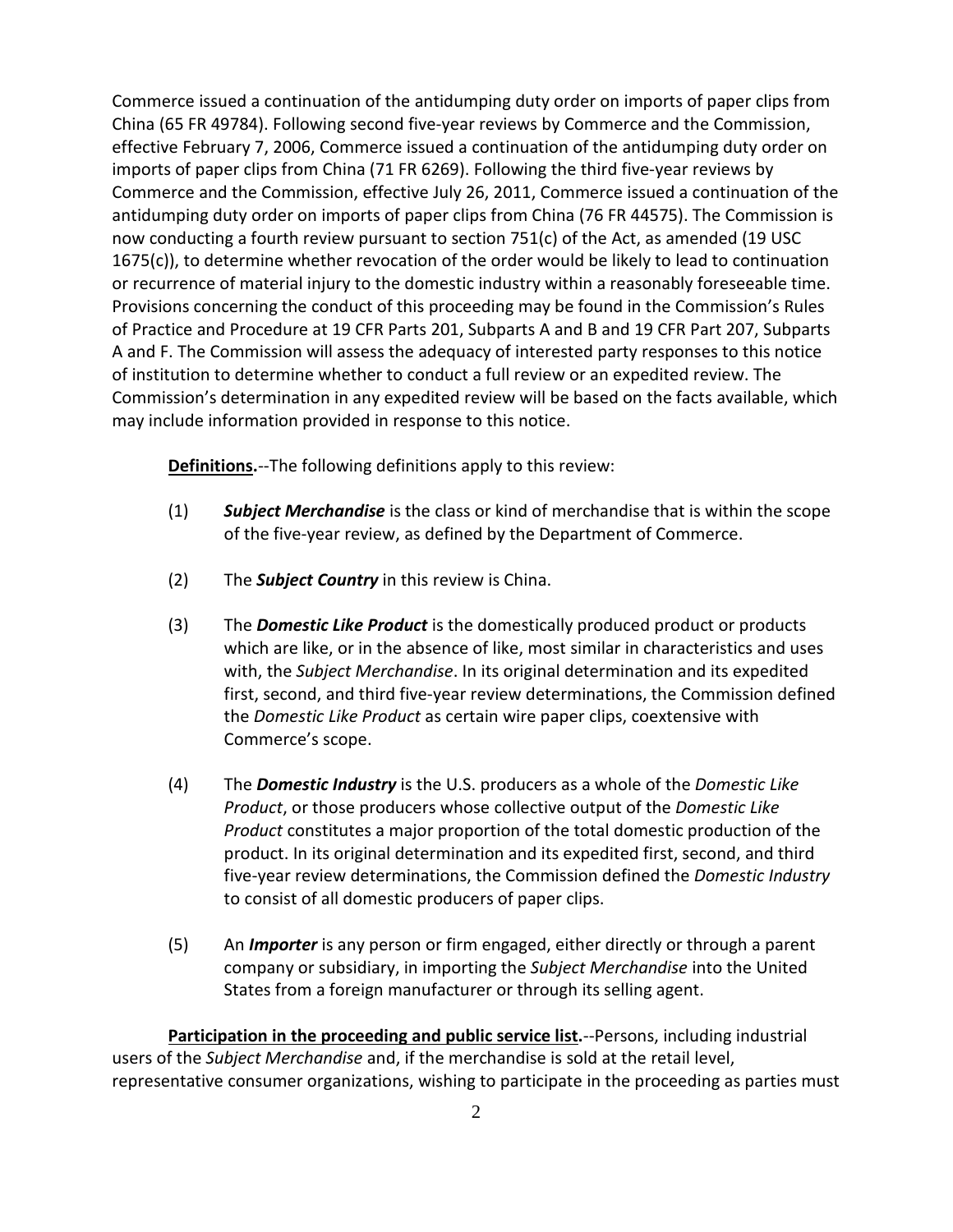Commerce issued a continuation of the antidumping duty order on imports of paper clips from China (65 FR 49784). Following second five-year reviews by Commerce and the Commission, effective February 7, 2006, Commerce issued a continuation of the antidumping duty order on imports of paper clips from China (71 FR 6269). Following the third five-year reviews by Commerce and the Commission, effective July 26, 2011, Commerce issued a continuation of the antidumping duty order on imports of paper clips from China (76 FR 44575). The Commission is now conducting a fourth review pursuant to section 751(c) of the Act, as amended (19 USC 1675(c)), to determine whether revocation of the order would be likely to lead to continuation or recurrence of material injury to the domestic industry within a reasonably foreseeable time. Provisions concerning the conduct of this proceeding may be found in the Commission's Rules of Practice and Procedure at 19 CFR Parts 201, Subparts A and B and 19 CFR Part 207, Subparts A and F. The Commission will assess the adequacy of interested party responses to this notice of institution to determine whether to conduct a full review or an expedited review. The Commission's determination in any expedited review will be based on the facts available, which may include information provided in response to this notice.

**Definitions.**--The following definitions apply to this review:

(1) ***Subject Merchandise*** is the class or kind of merchandise that is within the scope of the five-year review, as defined by the Department of Commerce.

(2) The ***Subject Country*** in this review is China.

(3) The ***Domestic Like Product*** is the domestically produced product or products which are like, or in the absence of like, most similar in characteristics and uses with, the *Subject Merchandise*. In its original determination and its expedited first, second, and third five-year review determinations, the Commission defined the *Domestic Like Product* as certain wire paper clips, coextensive with Commerce's scope.

(4) The ***Domestic Industry*** is the U.S. producers as a whole of the *Domestic Like Product*, or those producers whose collective output of the *Domestic Like Product* constitutes a major proportion of the total domestic production of the product. In its original determination and its expedited first, second, and third five-year review determinations, the Commission defined the *Domestic Industry* to consist of all domestic producers of paper clips.

(5) An ***Importer*** is any person or firm engaged, either directly or through a parent company or subsidiary, in importing the *Subject Merchandise* into the United States from a foreign manufacturer or through its selling agent.

**Participation in the proceeding and public service list.**--Persons, including industrial users of the *Subject Merchandise* and, if the merchandise is sold at the retail level, representative consumer organizations, wishing to participate in the proceeding as parties must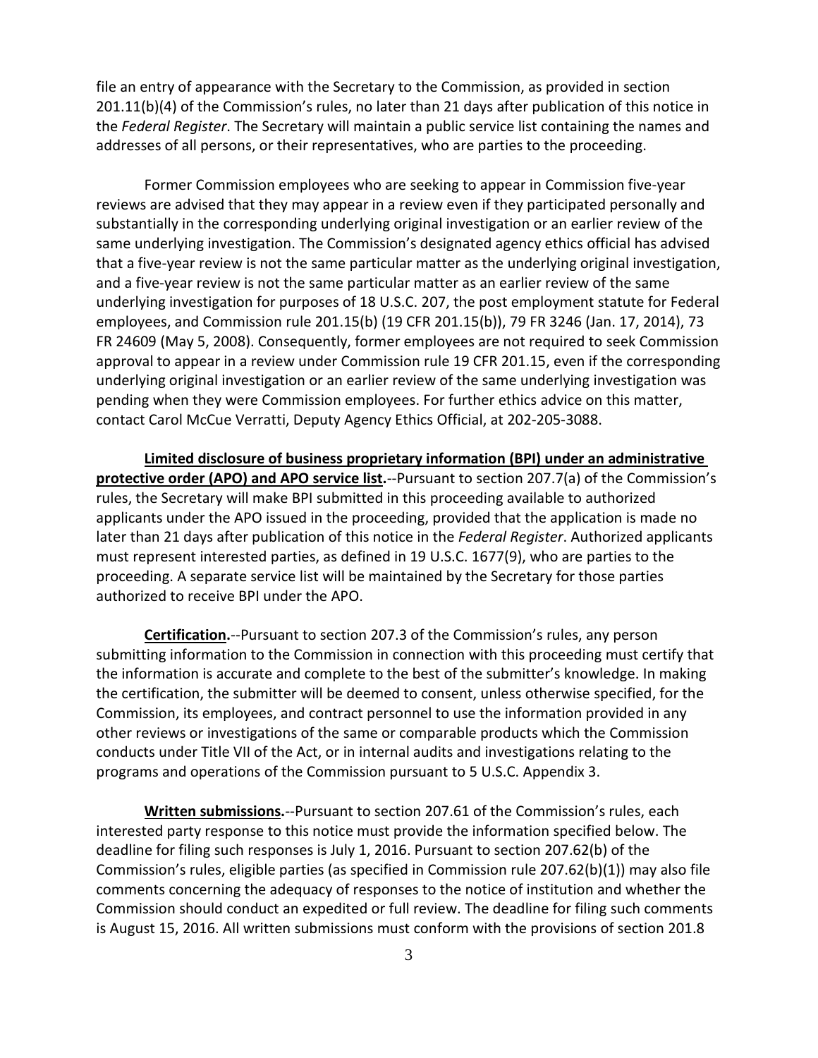file an entry of appearance with the Secretary to the Commission, as provided in section 201.11(b)(4) of the Commission's rules, no later than 21 days after publication of this notice in the *Federal Register*. The Secretary will maintain a public service list containing the names and addresses of all persons, or their representatives, who are parties to the proceeding.

Former Commission employees who are seeking to appear in Commission five-year reviews are advised that they may appear in a review even if they participated personally and substantially in the corresponding underlying original investigation or an earlier review of the same underlying investigation. The Commission's designated agency ethics official has advised that a five-year review is not the same particular matter as the underlying original investigation, and a five-year review is not the same particular matter as an earlier review of the same underlying investigation for purposes of 18 U.S.C. 207, the post employment statute for Federal employees, and Commission rule 201.15(b) (19 CFR 201.15(b)), 79 FR 3246 (Jan. 17, 2014), 73 FR 24609 (May 5, 2008). Consequently, former employees are not required to seek Commission approval to appear in a review under Commission rule 19 CFR 201.15, even if the corresponding underlying original investigation or an earlier review of the same underlying investigation was pending when they were Commission employees. For further ethics advice on this matter, contact Carol McCue Verratti, Deputy Agency Ethics Official, at 202-205-3088.

**Limited disclosure of business proprietary information (BPI) under an administrative protective order (APO) and APO service list.**--Pursuant to section 207.7(a) of the Commission's rules, the Secretary will make BPI submitted in this proceeding available to authorized applicants under the APO issued in the proceeding, provided that the application is made no later than 21 days after publication of this notice in the *Federal Register*. Authorized applicants must represent interested parties, as defined in 19 U.S.C. 1677(9), who are parties to the proceeding. A separate service list will be maintained by the Secretary for those parties authorized to receive BPI under the APO.

**Certification.**--Pursuant to section 207.3 of the Commission's rules, any person submitting information to the Commission in connection with this proceeding must certify that the information is accurate and complete to the best of the submitter's knowledge. In making the certification, the submitter will be deemed to consent, unless otherwise specified, for the Commission, its employees, and contract personnel to use the information provided in any other reviews or investigations of the same or comparable products which the Commission conducts under Title VII of the Act, or in internal audits and investigations relating to the programs and operations of the Commission pursuant to 5 U.S.C. Appendix 3.

**Written submissions.**--Pursuant to section 207.61 of the Commission's rules, each interested party response to this notice must provide the information specified below. The deadline for filing such responses is July 1, 2016. Pursuant to section 207.62(b) of the Commission's rules, eligible parties (as specified in Commission rule 207.62(b)(1)) may also file comments concerning the adequacy of responses to the notice of institution and whether the Commission should conduct an expedited or full review. The deadline for filing such comments is August 15, 2016. All written submissions must conform with the provisions of section 201.8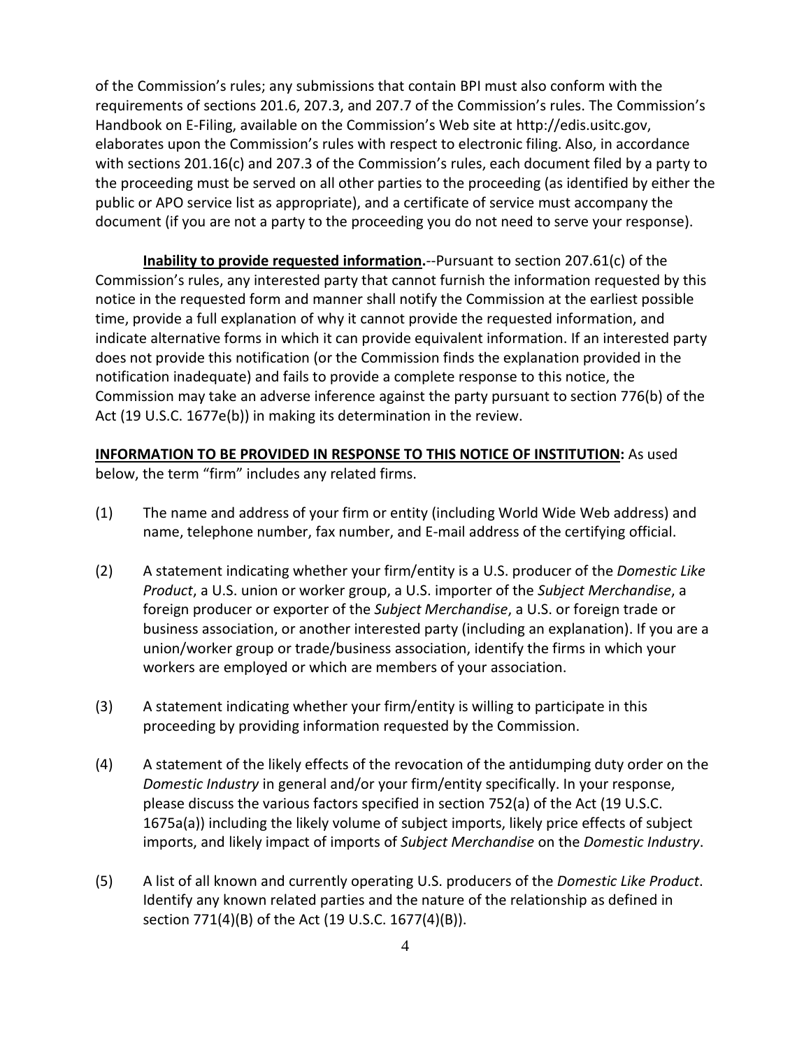of the Commission's rules; any submissions that contain BPI must also conform with the requirements of sections 201.6, 207.3, and 207.7 of the Commission's rules. The Commission's Handbook on E-Filing, available on the Commission's Web site at http://edis.usitc.gov, elaborates upon the Commission's rules with respect to electronic filing. Also, in accordance with sections 201.16(c) and 207.3 of the Commission's rules, each document filed by a party to the proceeding must be served on all other parties to the proceeding (as identified by either the public or APO service list as appropriate), and a certificate of service must accompany the document (if you are not a party to the proceeding you do not need to serve your response).

**Inability to provide requested information.**--Pursuant to section 207.61(c) of the Commission's rules, any interested party that cannot furnish the information requested by this notice in the requested form and manner shall notify the Commission at the earliest possible time, provide a full explanation of why it cannot provide the requested information, and indicate alternative forms in which it can provide equivalent information. If an interested party does not provide this notification (or the Commission finds the explanation provided in the notification inadequate) and fails to provide a complete response to this notice, the Commission may take an adverse inference against the party pursuant to section 776(b) of the Act (19 U.S.C. 1677e(b)) in making its determination in the review.

**INFORMATION TO BE PROVIDED IN RESPONSE TO THIS NOTICE OF INSTITUTION:** As used below, the term "firm" includes any related firms.

(1) The name and address of your firm or entity (including World Wide Web address) and name, telephone number, fax number, and E-mail address of the certifying official.

(2) A statement indicating whether your firm/entity is a U.S. producer of the *Domestic Like Product*, a U.S. union or worker group, a U.S. importer of the *Subject Merchandise*, a foreign producer or exporter of the *Subject Merchandise*, a U.S. or foreign trade or business association, or another interested party (including an explanation). If you are a union/worker group or trade/business association, identify the firms in which your workers are employed or which are members of your association.

(3) A statement indicating whether your firm/entity is willing to participate in this proceeding by providing information requested by the Commission.

(4) A statement of the likely effects of the revocation of the antidumping duty order on the *Domestic Industry* in general and/or your firm/entity specifically. In your response, please discuss the various factors specified in section 752(a) of the Act (19 U.S.C. 1675a(a)) including the likely volume of subject imports, likely price effects of subject imports, and likely impact of imports of *Subject Merchandise* on the *Domestic Industry*.

(5) A list of all known and currently operating U.S. producers of the *Domestic Like Product*. Identify any known related parties and the nature of the relationship as defined in section 771(4)(B) of the Act (19 U.S.C. 1677(4)(B)).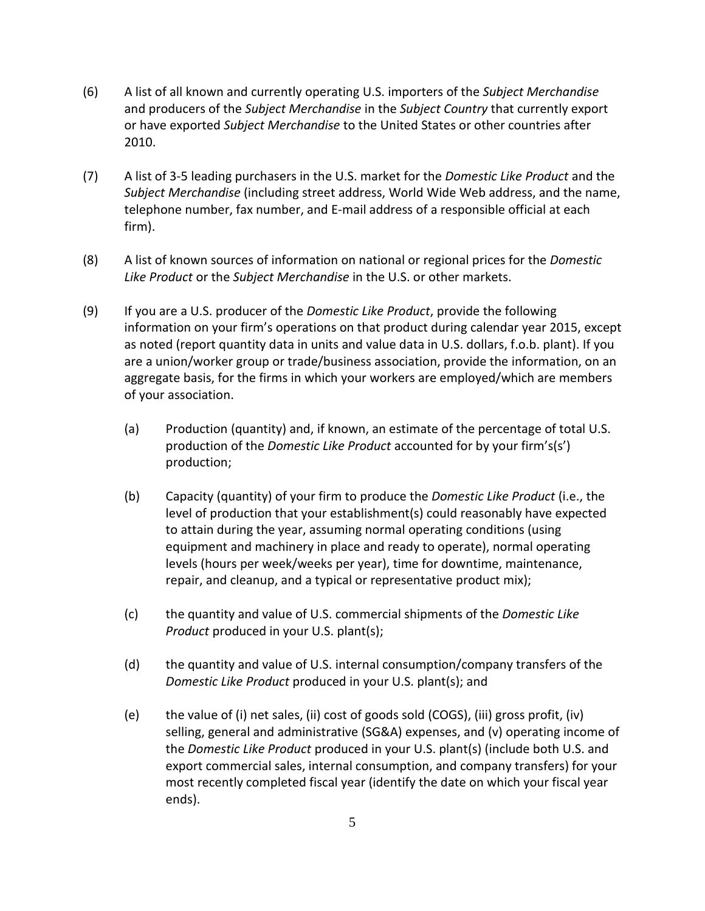(6) A list of all known and currently operating U.S. importers of the *Subject Merchandise* and producers of the *Subject Merchandise* in the *Subject Country* that currently export or have exported *Subject Merchandise* to the United States or other countries after 2010.

(7) A list of 3-5 leading purchasers in the U.S. market for the *Domestic Like Product* and the *Subject Merchandise* (including street address, World Wide Web address, and the name, telephone number, fax number, and E-mail address of a responsible official at each firm).

(8) A list of known sources of information on national or regional prices for the *Domestic Like Product* or the *Subject Merchandise* in the U.S. or other markets.

(9) If you are a U.S. producer of the *Domestic Like Product*, provide the following information on your firm's operations on that product during calendar year 2015, except as noted (report quantity data in units and value data in U.S. dollars, f.o.b. plant). If you are a union/worker group or trade/business association, provide the information, on an aggregate basis, for the firms in which your workers are employed/which are members of your association.

  (a) Production (quantity) and, if known, an estimate of the percentage of total U.S. production of the *Domestic Like Product* accounted for by your firm's(s') production;

  (b) Capacity (quantity) of your firm to produce the *Domestic Like Product* (i.e., the level of production that your establishment(s) could reasonably have expected to attain during the year, assuming normal operating conditions (using equipment and machinery in place and ready to operate), normal operating levels (hours per week/weeks per year), time for downtime, maintenance, repair, and cleanup, and a typical or representative product mix);

  (c) the quantity and value of U.S. commercial shipments of the *Domestic Like Product* produced in your U.S. plant(s);

  (d) the quantity and value of U.S. internal consumption/company transfers of the *Domestic Like Product* produced in your U.S. plant(s); and

  (e) the value of (i) net sales, (ii) cost of goods sold (COGS), (iii) gross profit, (iv) selling, general and administrative (SG&A) expenses, and (v) operating income of the *Domestic Like Product* produced in your U.S. plant(s) (include both U.S. and export commercial sales, internal consumption, and company transfers) for your most recently completed fiscal year (identify the date on which your fiscal year ends).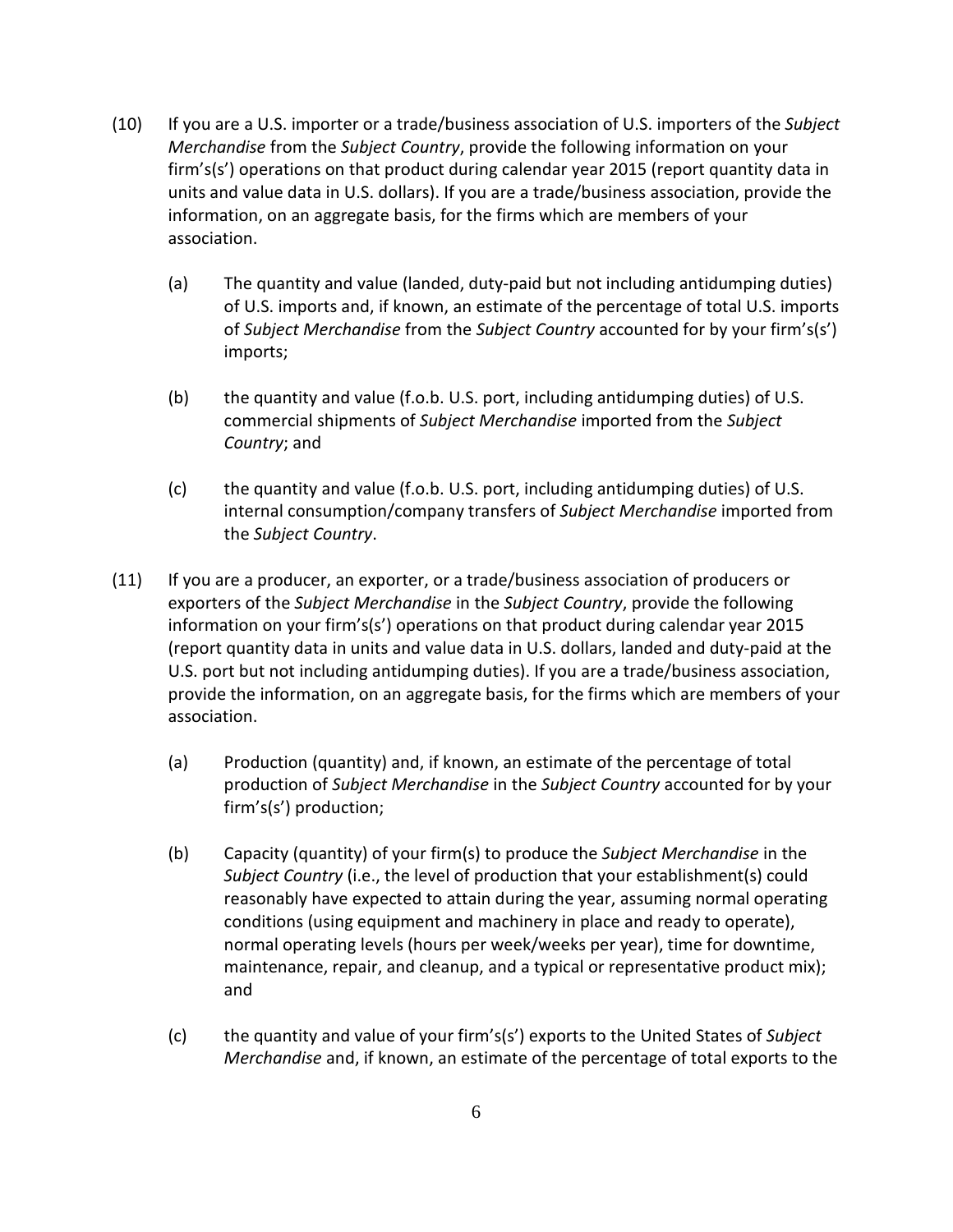(10) If you are a U.S. importer or a trade/business association of U.S. importers of the *Subject Merchandise* from the *Subject Country*, provide the following information on your firm's(s') operations on that product during calendar year 2015 (report quantity data in units and value data in U.S. dollars). If you are a trade/business association, provide the information, on an aggregate basis, for the firms which are members of your association.

   (a) The quantity and value (landed, duty-paid but not including antidumping duties) of U.S. imports and, if known, an estimate of the percentage of total U.S. imports of *Subject Merchandise* from the *Subject Country* accounted for by your firm's(s') imports;

   (b) the quantity and value (f.o.b. U.S. port, including antidumping duties) of U.S. commercial shipments of *Subject Merchandise* imported from the *Subject Country*; and

   (c) the quantity and value (f.o.b. U.S. port, including antidumping duties) of U.S. internal consumption/company transfers of *Subject Merchandise* imported from the *Subject Country*.

(11) If you are a producer, an exporter, or a trade/business association of producers or exporters of the *Subject Merchandise* in the *Subject Country*, provide the following information on your firm's(s') operations on that product during calendar year 2015 (report quantity data in units and value data in U.S. dollars, landed and duty-paid at the U.S. port but not including antidumping duties). If you are a trade/business association, provide the information, on an aggregate basis, for the firms which are members of your association.

   (a) Production (quantity) and, if known, an estimate of the percentage of total production of *Subject Merchandise* in the *Subject Country* accounted for by your firm's(s') production;

   (b) Capacity (quantity) of your firm(s) to produce the *Subject Merchandise* in the *Subject Country* (i.e., the level of production that your establishment(s) could reasonably have expected to attain during the year, assuming normal operating conditions (using equipment and machinery in place and ready to operate), normal operating levels (hours per week/weeks per year), time for downtime, maintenance, repair, and cleanup, and a typical or representative product mix); and

   (c) the quantity and value of your firm's(s') exports to the United States of *Subject Merchandise* and, if known, an estimate of the percentage of total exports to the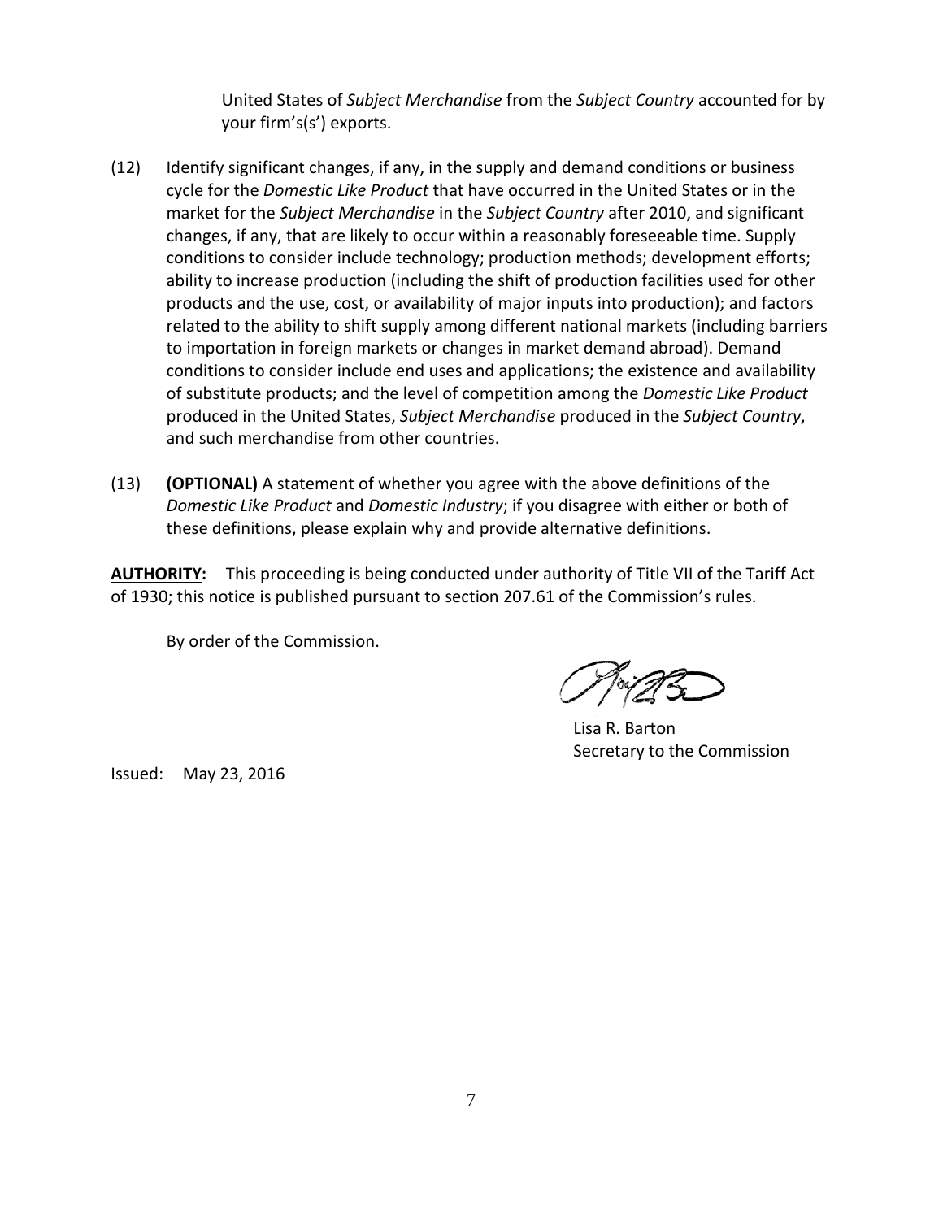United States of *Subject Merchandise* from the *Subject Country* accounted for by your firm's(s') exports.

(12) Identify significant changes, if any, in the supply and demand conditions or business cycle for the *Domestic Like Product* that have occurred in the United States or in the market for the *Subject Merchandise* in the *Subject Country* after 2010, and significant changes, if any, that are likely to occur within a reasonably foreseeable time. Supply conditions to consider include technology; production methods; development efforts; ability to increase production (including the shift of production facilities used for other products and the use, cost, or availability of major inputs into production); and factors related to the ability to shift supply among different national markets (including barriers to importation in foreign markets or changes in market demand abroad). Demand conditions to consider include end uses and applications; the existence and availability of substitute products; and the level of competition among the *Domestic Like Product* produced in the United States, *Subject Merchandise* produced in the *Subject Country*, and such merchandise from other countries.

(13) **(OPTIONAL)** A statement of whether you agree with the above definitions of the *Domestic Like Product* and *Domestic Industry*; if you disagree with either or both of these definitions, please explain why and provide alternative definitions.

**AUTHORITY:** This proceeding is being conducted under authority of Title VII of the Tariff Act of 1930; this notice is published pursuant to section 207.61 of the Commission's rules.

By order of the Commission.

Lisa R. Barton
Secretary to the Commission

Issued: May 23, 2016